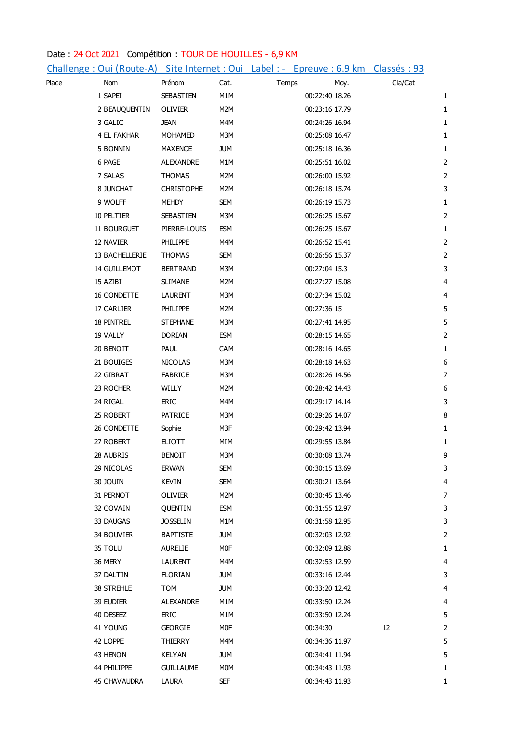Date : 24 Oct 2021 Compétition : TOUR DE HOUILLES - 6,9 KM

Challenge : Oui (Route-A) Site Internet : Oui Label : - Epreuve : 6.9 km Classés : 93

| Place | Nom | Prénom | Cat. | Temps | Moy. | Cla/Cat |
|---|---|---|---|---|---|---|
| 1 | SAPEI | SEBASTIEN | M1M | 00:22:40 | 18.26 | 1 |
| 2 | BEAUQUENTIN | OLIVIER | M2M | 00:23:16 | 17.79 | 1 |
| 3 | GALIC | JEAN | M4M | 00:24:26 | 16.94 | 1 |
| 4 | EL FAKHAR | MOHAMED | M3M | 00:25:08 | 16.47 | 1 |
| 5 | BONNIN | MAXENCE | JUM | 00:25:18 | 16.36 | 1 |
| 6 | PAGE | ALEXANDRE | M1M | 00:25:51 | 16.02 | 2 |
| 7 | SALAS | THOMAS | M2M | 00:26:00 | 15.92 | 2 |
| 8 | JUNCHAT | CHRISTOPHE | M2M | 00:26:18 | 15.74 | 3 |
| 9 | WOLFF | MEHDY | SEM | 00:26:19 | 15.73 | 1 |
| 10 | PELTIER | SEBASTIEN | M3M | 00:26:25 | 15.67 | 2 |
| 11 | BOURGUET | PIERRE-LOUIS | ESM | 00:26:25 | 15.67 | 1 |
| 12 | NAVIER | PHILIPPE | M4M | 00:26:52 | 15.41 | 2 |
| 13 | BACHELLERIE | THOMAS | SEM | 00:26:56 | 15.37 | 2 |
| 14 | GUILLEMOT | BERTRAND | M3M | 00:27:04 | 15.3 | 3 |
| 15 | AZIBI | SLIMANE | M2M | 00:27:27 | 15.08 | 4 |
| 16 | CONDETTE | LAURENT | M3M | 00:27:34 | 15.02 | 4 |
| 17 | CARLIER | PHILIPPE | M2M | 00:27:36 | 15 | 5 |
| 18 | PINTREL | STEPHANE | M3M | 00:27:41 | 14.95 | 5 |
| 19 | VALLY | DORIAN | ESM | 00:28:15 | 14.65 | 2 |
| 20 | BENOIT | PAUL | CAM | 00:28:16 | 14.65 | 1 |
| 21 | BOUIGES | NICOLAS | M3M | 00:28:18 | 14.63 | 6 |
| 22 | GIBRAT | FABRICE | M3M | 00:28:26 | 14.56 | 7 |
| 23 | ROCHER | WILLY | M2M | 00:28:42 | 14.43 | 6 |
| 24 | RIGAL | ERIC | M4M | 00:29:17 | 14.14 | 3 |
| 25 | ROBERT | PATRICE | M3M | 00:29:26 | 14.07 | 8 |
| 26 | CONDETTE | Sophie | M3F | 00:29:42 | 13.94 | 1 |
| 27 | ROBERT | ELIOTT | MIM | 00:29:55 | 13.84 | 1 |
| 28 | AUBRIS | BENOIT | M3M | 00:30:08 | 13.74 | 9 |
| 29 | NICOLAS | ERWAN | SEM | 00:30:15 | 13.69 | 3 |
| 30 | JOUIN | KEVIN | SEM | 00:30:21 | 13.64 | 4 |
| 31 | PERNOT | OLIVIER | M2M | 00:30:45 | 13.46 | 7 |
| 32 | COVAIN | QUENTIN | ESM | 00:31:55 | 12.97 | 3 |
| 33 | DAUGAS | JOSSELIN | M1M | 00:31:58 | 12.95 | 3 |
| 34 | BOUVIER | BAPTISTE | JUM | 00:32:03 | 12.92 | 2 |
| 35 | TOLU | AURELIE | M0F | 00:32:09 | 12.88 | 1 |
| 36 | MERY | LAURENT | M4M | 00:32:53 | 12.59 | 4 |
| 37 | DALTIN | FLORIAN | JUM | 00:33:16 | 12.44 | 3 |
| 38 | STREHLE | TOM | JUM | 00:33:20 | 12.42 | 4 |
| 39 | EUDIER | ALEXANDRE | M1M | 00:33:50 | 12.24 | 4 |
| 40 | DESEEZ | ERIC | M1M | 00:33:50 | 12.24 | 5 |
| 41 | YOUNG | GEORGIE | M0F | 00:34:30 | 12 | 2 |
| 42 | LOPPE | THIERRY | M4M | 00:34:36 | 11.97 | 5 |
| 43 | HENON | KELYAN | JUM | 00:34:41 | 11.94 | 5 |
| 44 | PHILIPPE | GUILLAUME | M0M | 00:34:43 | 11.93 | 1 |
| 45 | CHAVAUDRA | LAURA | SEF | 00:34:43 | 11.93 | 1 |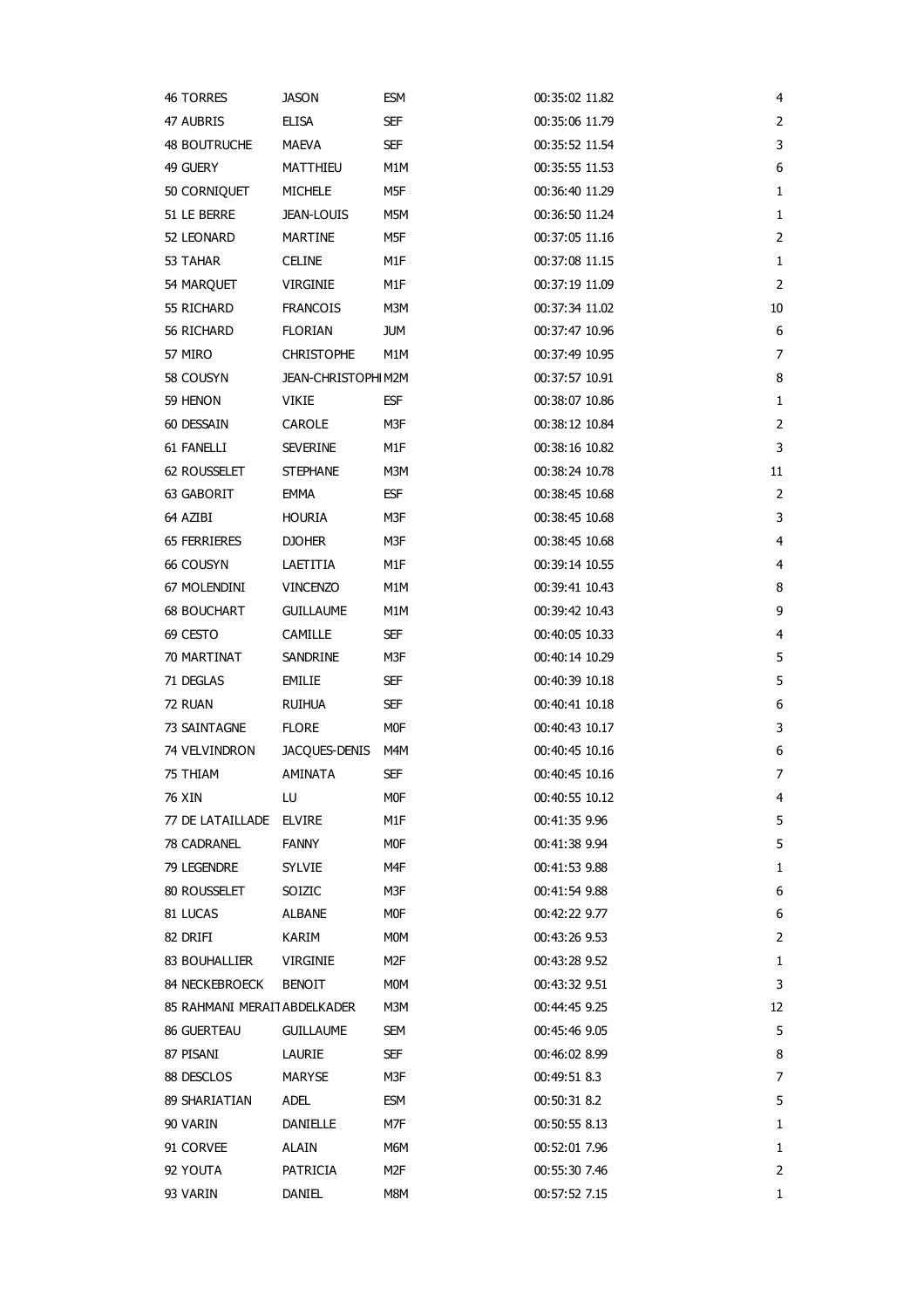| | | | | |
|---|---|---|---|---|
| 46 TORRES | JASON | ESM | 00:35:02 11.82 | 4 |
| 47 AUBRIS | ELISA | SEF | 00:35:06 11.79 | 2 |
| 48 BOUTRUCHE | MAEVA | SEF | 00:35:52 11.54 | 3 |
| 49 GUERY | MATTHIEU | M1M | 00:35:55 11.53 | 6 |
| 50 CORNIQUET | MICHELE | M5F | 00:36:40 11.29 | 1 |
| 51 LE BERRE | JEAN-LOUIS | M5M | 00:36:50 11.24 | 1 |
| 52 LEONARD | MARTINE | M5F | 00:37:05 11.16 | 2 |
| 53 TAHAR | CELINE | M1F | 00:37:08 11.15 | 1 |
| 54 MARQUET | VIRGINIE | M1F | 00:37:19 11.09 | 2 |
| 55 RICHARD | FRANCOIS | M3M | 00:37:34 11.02 | 10 |
| 56 RICHARD | FLORIAN | JUM | 00:37:47 10.96 | 6 |
| 57 MIRO | CHRISTOPHE | M1M | 00:37:49 10.95 | 7 |
| 58 COUSYN | JEAN-CHRISTOPHI | M2M | 00:37:57 10.91 | 8 |
| 59 HENON | VIKIE | ESF | 00:38:07 10.86 | 1 |
| 60 DESSAIN | CAROLE | M3F | 00:38:12 10.84 | 2 |
| 61 FANELLI | SEVERINE | M1F | 00:38:16 10.82 | 3 |
| 62 ROUSSELET | STEPHANE | M3M | 00:38:24 10.78 | 11 |
| 63 GABORIT | EMMA | ESF | 00:38:45 10.68 | 2 |
| 64 AZIBI | HOURIA | M3F | 00:38:45 10.68 | 3 |
| 65 FERRIERES | DJOHER | M3F | 00:38:45 10.68 | 4 |
| 66 COUSYN | LAETITIA | M1F | 00:39:14 10.55 | 4 |
| 67 MOLENDINI | VINCENZO | M1M | 00:39:41 10.43 | 8 |
| 68 BOUCHART | GUILLAUME | M1M | 00:39:42 10.43 | 9 |
| 69 CESTO | CAMILLE | SEF | 00:40:05 10.33 | 4 |
| 70 MARTINAT | SANDRINE | M3F | 00:40:14 10.29 | 5 |
| 71 DEGLAS | EMILIE | SEF | 00:40:39 10.18 | 5 |
| 72 RUAN | RUIHUA | SEF | 00:40:41 10.18 | 6 |
| 73 SAINTAGNE | FLORE | M0F | 00:40:43 10.17 | 3 |
| 74 VELVINDRON | JACQUES-DENIS | M4M | 00:40:45 10.16 | 6 |
| 75 THIAM | AMINATA | SEF | 00:40:45 10.16 | 7 |
| 76 XIN | LU | M0F | 00:40:55 10.12 | 4 |
| 77 DE LATAILLADE | ELVIRE | M1F | 00:41:35 9.96 | 5 |
| 78 CADRANEL | FANNY | M0F | 00:41:38 9.94 | 5 |
| 79 LEGENDRE | SYLVIE | M4F | 00:41:53 9.88 | 1 |
| 80 ROUSSELET | SOIZIC | M3F | 00:41:54 9.88 | 6 |
| 81 LUCAS | ALBANE | M0F | 00:42:22 9.77 | 6 |
| 82 DRIFI | KARIM | M0M | 00:43:26 9.53 | 2 |
| 83 BOUHALLIER | VIRGINIE | M2F | 00:43:28 9.52 | 1 |
| 84 NECKEBROECK | BENOIT | M0M | 00:43:32 9.51 | 3 |
| 85 RAHMANI MERAIT | ABDELKADER | M3M | 00:44:45 9.25 | 12 |
| 86 GUERTEAU | GUILLAUME | SEM | 00:45:46 9.05 | 5 |
| 87 PISANI | LAURIE | SEF | 00:46:02 8.99 | 8 |
| 88 DESCLOS | MARYSE | M3F | 00:49:51 8.3 | 7 |
| 89 SHARIATIAN | ADEL | ESM | 00:50:31 8.2 | 5 |
| 90 VARIN | DANIELLE | M7F | 00:50:55 8.13 | 1 |
| 91 CORVEE | ALAIN | M6M | 00:52:01 7.96 | 1 |
| 92 YOUTA | PATRICIA | M2F | 00:55:30 7.46 | 2 |
| 93 VARIN | DANIEL | M8M | 00:57:52 7.15 | 1 |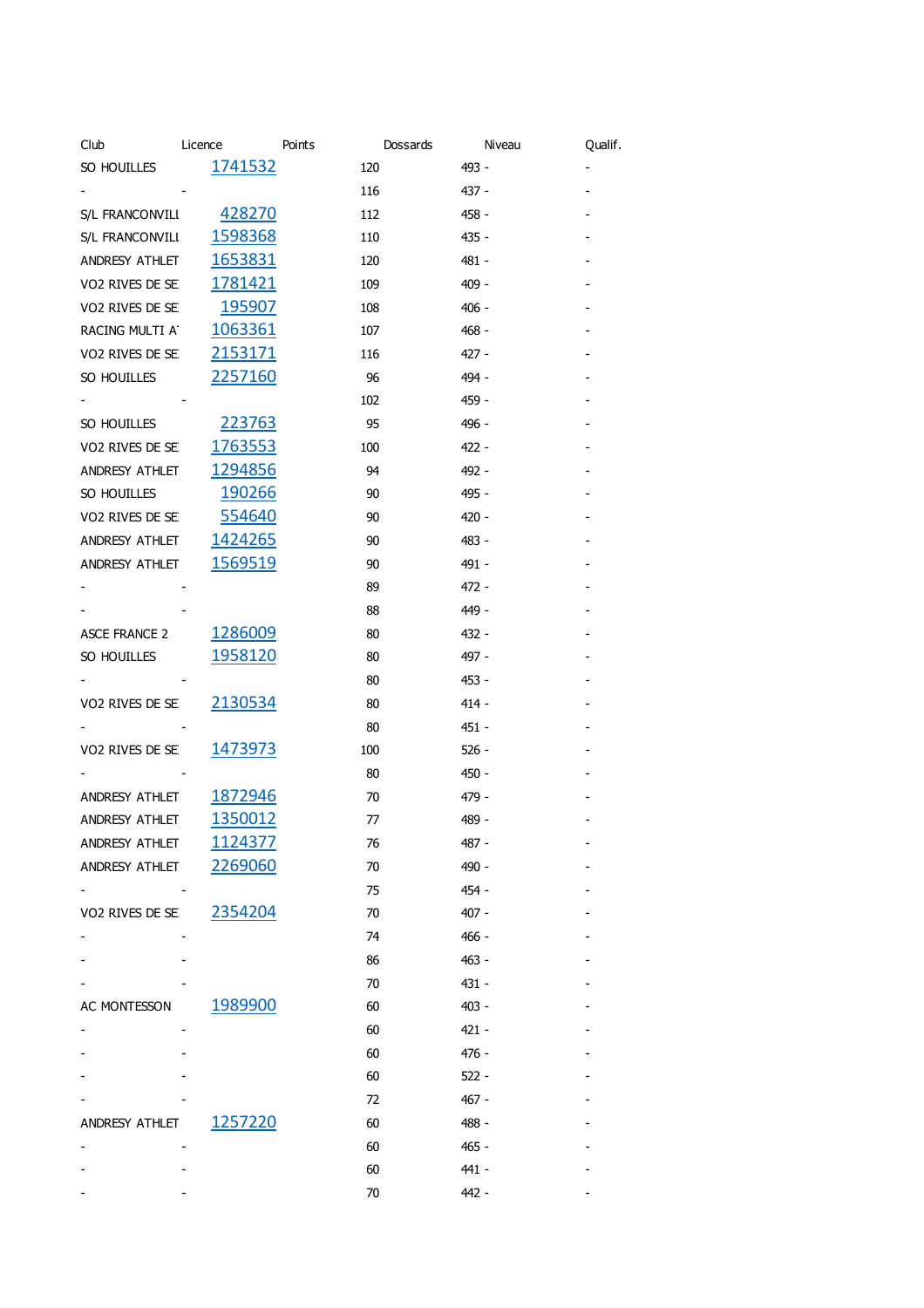| Club | Licence | Points | Dossards | Niveau | Qualif. |
|---|---|---|---|---|---|
| SO HOUILLES | 1741532 | 120 | 493 | - | - |
| - | - | 116 | 437 | - | - |
| S/L FRANCONVILL | 428270 | 112 | 458 | - | - |
| S/L FRANCONVILL | 1598368 | 110 | 435 | - | - |
| ANDRESY ATHLET | 1653831 | 120 | 481 | - | - |
| VO2 RIVES DE SE | 1781421 | 109 | 409 | - | - |
| VO2 RIVES DE SE | 195907 | 108 | 406 | - | - |
| RACING MULTI A | 1063361 | 107 | 468 | - | - |
| VO2 RIVES DE SE | 2153171 | 116 | 427 | - | - |
| SO HOUILLES | 2257160 | 96 | 494 | - | - |
| - | - | 102 | 459 | - | - |
| SO HOUILLES | 223763 | 95 | 496 | - | - |
| VO2 RIVES DE SE | 1763553 | 100 | 422 | - | - |
| ANDRESY ATHLET | 1294856 | 94 | 492 | - | - |
| SO HOUILLES | 190266 | 90 | 495 | - | - |
| VO2 RIVES DE SE | 554640 | 90 | 420 | - | - |
| ANDRESY ATHLET | 1424265 | 90 | 483 | - | - |
| ANDRESY ATHLET | 1569519 | 90 | 491 | - | - |
| - | - | 89 | 472 | - | - |
| - | - | 88 | 449 | - | - |
| ASCE FRANCE 2 | 1286009 | 80 | 432 | - | - |
| SO HOUILLES | 1958120 | 80 | 497 | - | - |
| - | - | 80 | 453 | - | - |
| VO2 RIVES DE SE | 2130534 | 80 | 414 | - | - |
| - | - | 80 | 451 | - | - |
| VO2 RIVES DE SE | 1473973 | 100 | 526 | - | - |
| - | - | 80 | 450 | - | - |
| ANDRESY ATHLET | 1872946 | 70 | 479 | - | - |
| ANDRESY ATHLET | 1350012 | 77 | 489 | - | - |
| ANDRESY ATHLET | 1124377 | 76 | 487 | - | - |
| ANDRESY ATHLET | 2269060 | 70 | 490 | - | - |
| - | - | 75 | 454 | - | - |
| VO2 RIVES DE SE | 2354204 | 70 | 407 | - | - |
| - | - | 74 | 466 | - | - |
| - | - | 86 | 463 | - | - |
| - | - | 70 | 431 | - | - |
| AC MONTESSON | 1989900 | 60 | 403 | - | - |
| - | - | 60 | 421 | - | - |
| - | - | 60 | 476 | - | - |
| - | - | 60 | 522 | - | - |
| - | - | 72 | 467 | - | - |
| ANDRESY ATHLET | 1257220 | 60 | 488 | - | - |
| - | - | 60 | 465 | - | - |
| - | - | 60 | 441 | - | - |
| - | - | 70 | 442 | - | - |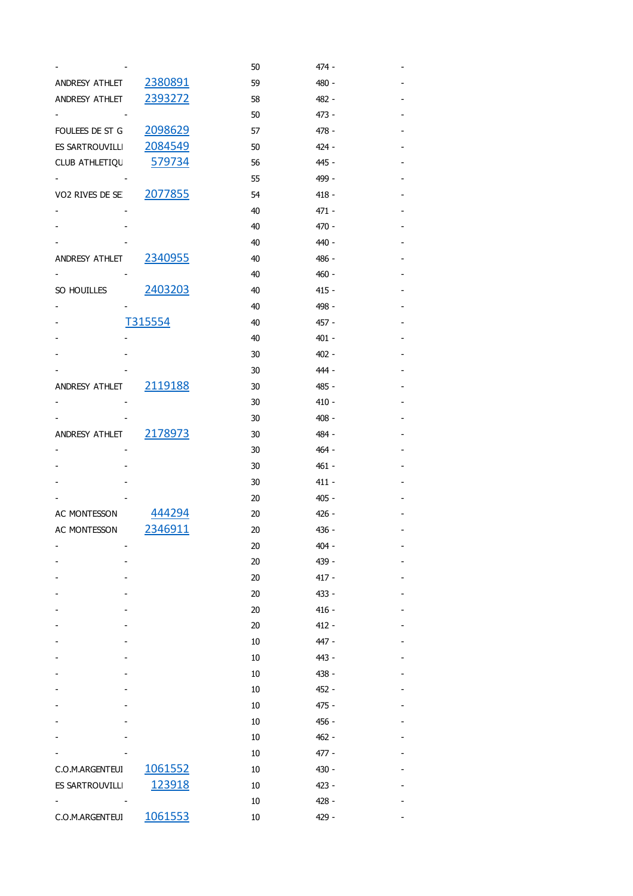| | | | | |
|---|---|---|---|---|
| - | - | 50 | 474 - | - |
| ANDRESY ATHLET | 2380891 | 59 | 480 - | - |
| ANDRESY ATHLET | 2393272 | 58 | 482 - | - |
| - | - | 50 | 473 - | - |
| FOULEES DE ST G | 2098629 | 57 | 478 - | - |
| ES SARTROUVILLI | 2084549 | 50 | 424 - | - |
| CLUB ATHLETIQU | 579734 | 56 | 445 - | - |
| - | - | 55 | 499 - | - |
| VO2 RIVES DE SE | 2077855 | 54 | 418 - | - |
| - | - | 40 | 471 - | - |
| - | - | 40 | 470 - | - |
| - | - | 40 | 440 - | - |
| ANDRESY ATHLET | 2340955 | 40 | 486 - | - |
| - | - | 40 | 460 - | - |
| SO HOUILLES | 2403203 | 40 | 415 - | - |
| - | - | 40 | 498 - | - |
| - | T315554 | 40 | 457 - | - |
| - | - | 40 | 401 - | - |
| - | - | 30 | 402 - | - |
| - | - | 30 | 444 - | - |
| ANDRESY ATHLET | 2119188 | 30 | 485 - | - |
| - | - | 30 | 410 - | - |
| - | - | 30 | 408 - | - |
| ANDRESY ATHLET | 2178973 | 30 | 484 - | - |
| - | - | 30 | 464 - | - |
| - | - | 30 | 461 - | - |
| - | - | 30 | 411 - | - |
| - | - | 20 | 405 - | - |
| AC MONTESSON | 444294 | 20 | 426 - | - |
| AC MONTESSON | 2346911 | 20 | 436 - | - |
| - | - | 20 | 404 - | - |
| - | - | 20 | 439 - | - |
| - | - | 20 | 417 - | - |
| - | - | 20 | 433 - | - |
| - | - | 20 | 416 - | - |
| - | - | 20 | 412 - | - |
| - | - | 10 | 447 - | - |
| - | - | 10 | 443 - | - |
| - | - | 10 | 438 - | - |
| - | - | 10 | 452 - | - |
| - | - | 10 | 475 - | - |
| - | - | 10 | 456 - | - |
| - | - | 10 | 462 - | - |
| - | - | 10 | 477 - | - |
| C.O.M.ARGENTEUI | 1061552 | 10 | 430 - | - |
| ES SARTROUVILLI | 123918 | 10 | 423 - | - |
| - | - | 10 | 428 - | - |
| C.O.M.ARGENTEUI | 1061553 | 10 | 429 - | - |